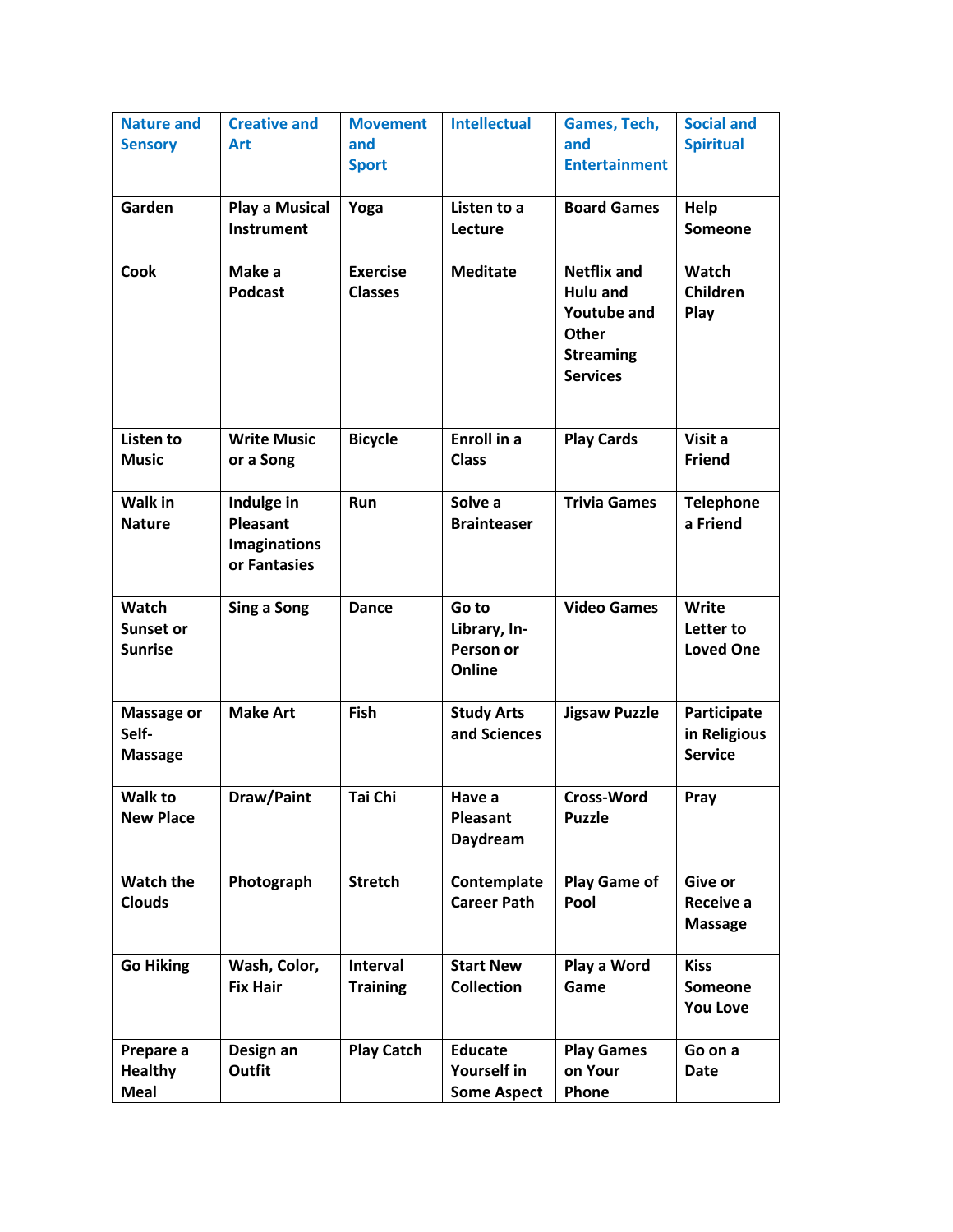| Nature and Sensory | Creative and Art | Movement and Sport | Intellectual | Games, Tech, and Entertainment | Social and Spiritual |
|---|---|---|---|---|---|
| **Garden** | **Play a Musical Instrument** | **Yoga** | **Listen to a Lecture** | **Board Games** | **Help Someone** |
| **Cook** | **Make a Podcast** | **Exercise Classes** | **Meditate** | **Netflix and Hulu and Youtube and Other Streaming Services** | **Watch Children Play** |
| **Listen to Music** | **Write Music or a Song** | **Bicycle** | **Enroll in a Class** | **Play Cards** | **Visit a Friend** |
| **Walk in Nature** | **Indulge in Pleasant Imaginations or Fantasies** | **Run** | **Solve a Brainteaser** | **Trivia Games** | **Telephone a Friend** |
| **Watch Sunset or Sunrise** | **Sing a Song** | **Dance** | **Go to Library, In-Person or Online** | **Video Games** | **Write Letter to Loved One** |
| **Massage or Self-Massage** | **Make Art** | **Fish** | **Study Arts and Sciences** | **Jigsaw Puzzle** | **Participate in Religious Service** |
| **Walk to New Place** | **Draw/Paint** | **Tai Chi** | **Have a Pleasant Daydream** | **Cross-Word Puzzle** | **Pray** |
| **Watch the Clouds** | **Photograph** | **Stretch** | **Contemplate Career Path** | **Play Game of Pool** | **Give or Receive a Massage** |
| **Go Hiking** | **Wash, Color, Fix Hair** | **Interval Training** | **Start New Collection** | **Play a Word Game** | **Kiss Someone You Love** |
| **Prepare a Healthy Meal** | **Design an Outfit** | **Play Catch** | **Educate Yourself in Some Aspect** | **Play Games on Your Phone** | **Go on a Date** |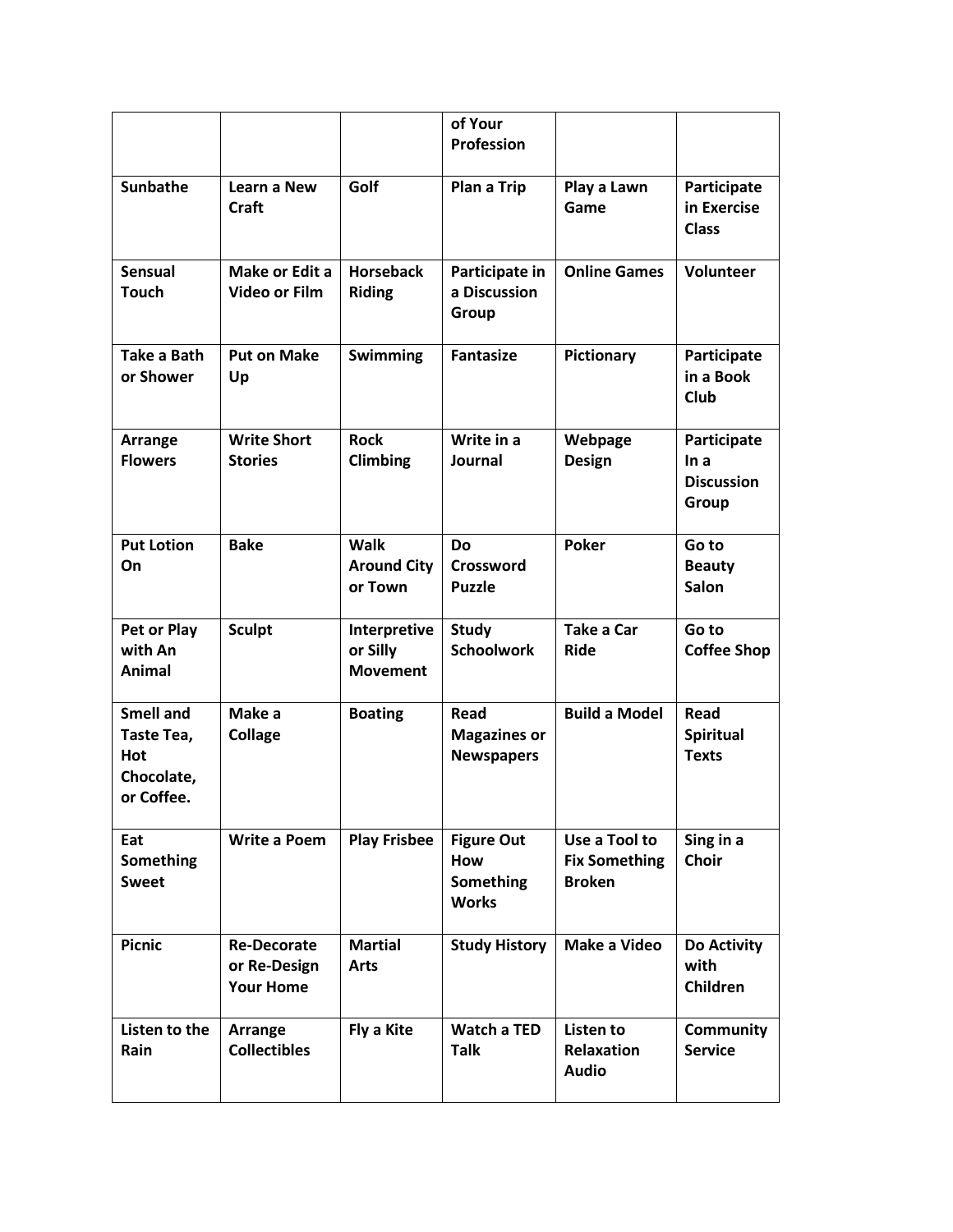| | | | of Your Profession | | |
|---|---|---|---|---|---|
| **Sunbathe** | **Learn a New Craft** | **Golf** | **Plan a Trip** | **Play a Lawn Game** | **Participate in Exercise Class** |
| **Sensual Touch** | **Make or Edit a Video or Film** | **Horseback Riding** | **Participate in a Discussion Group** | **Online Games** | **Volunteer** |
| **Take a Bath or Shower** | **Put on Make Up** | **Swimming** | **Fantasize** | **Pictionary** | **Participate in a Book Club** |
| **Arrange Flowers** | **Write Short Stories** | **Rock Climbing** | **Write in a Journal** | **Webpage Design** | **Participate In a Discussion Group** |
| **Put Lotion On** | **Bake** | **Walk Around City or Town** | **Do Crossword Puzzle** | **Poker** | **Go to Beauty Salon** |
| **Pet or Play with An Animal** | **Sculpt** | **Interpretive or Silly Movement** | **Study Schoolwork** | **Take a Car Ride** | **Go to Coffee Shop** |
| **Smell and Taste Tea, Hot Chocolate, or Coffee.** | **Make a Collage** | **Boating** | **Read Magazines or Newspapers** | **Build a Model** | **Read Spiritual Texts** |
| **Eat Something Sweet** | **Write a Poem** | **Play Frisbee** | **Figure Out How Something Works** | **Use a Tool to Fix Something Broken** | **Sing in a Choir** |
| **Picnic** | **Re-Decorate or Re-Design Your Home** | **Martial Arts** | **Study History** | **Make a Video** | **Do Activity with Children** |
| **Listen to the Rain** | **Arrange Collectibles** | **Fly a Kite** | **Watch a TED Talk** | **Listen to Relaxation Audio** | **Community Service** |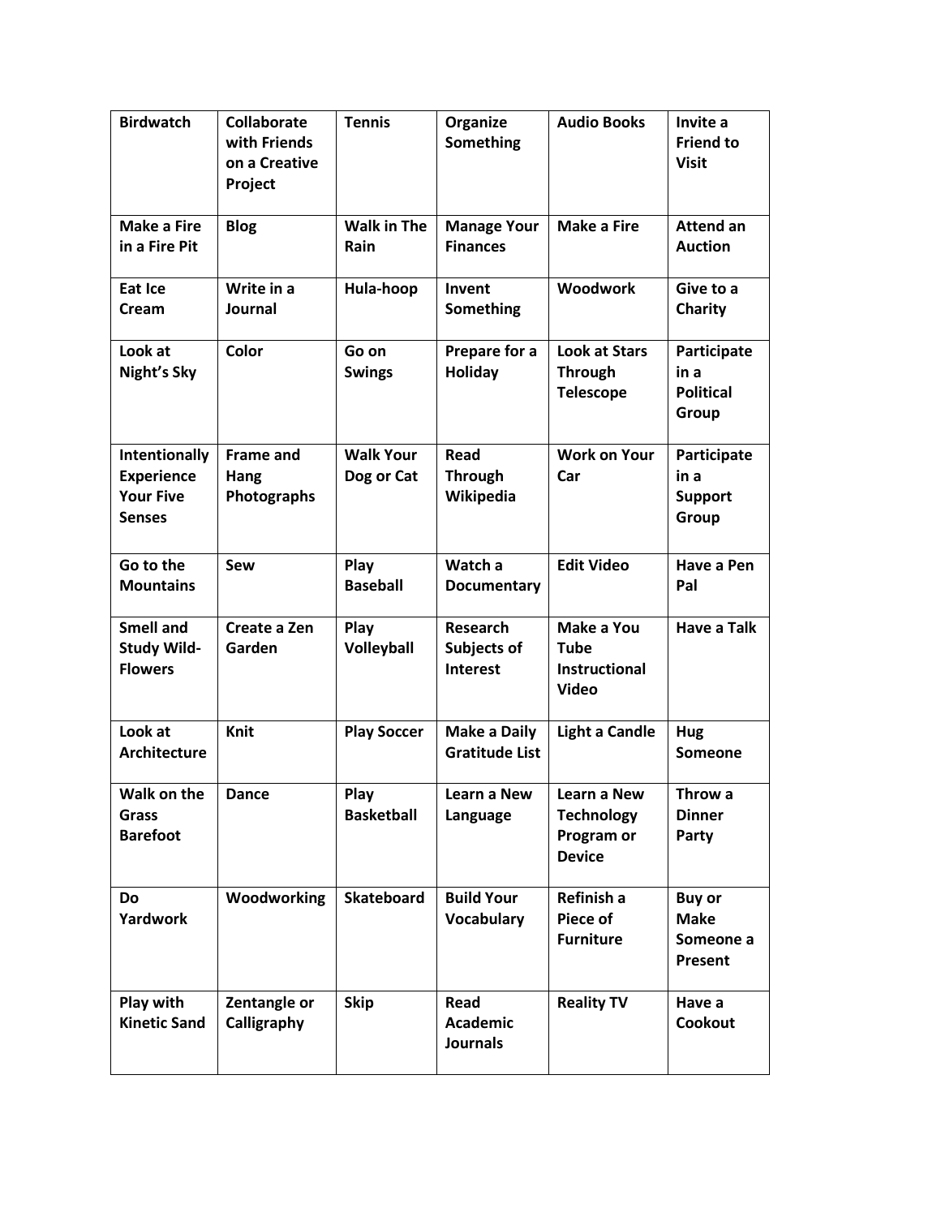| **Birdwatch** | **Collaborate with Friends on a Creative Project** | **Tennis** | **Organize Something** | **Audio Books** | **Invite a Friend to Visit** |
|---|---|---|---|---|---|
| **Make a Fire in a Fire Pit** | **Blog** | **Walk in The Rain** | **Manage Your Finances** | **Make a Fire** | **Attend an Auction** |
| **Eat Ice Cream** | **Write in a Journal** | **Hula-hoop** | **Invent Something** | **Woodwork** | **Give to a Charity** |
| **Look at Night's Sky** | **Color** | **Go on Swings** | **Prepare for a Holiday** | **Look at Stars Through Telescope** | **Participate in a Political Group** |
| **Intentionally Experience Your Five Senses** | **Frame and Hang Photographs** | **Walk Your Dog or Cat** | **Read Through Wikipedia** | **Work on Your Car** | **Participate in a Support Group** |
| **Go to the Mountains** | **Sew** | **Play Baseball** | **Watch a Documentary** | **Edit Video** | **Have a Pen Pal** |
| **Smell and Study Wild-Flowers** | **Create a Zen Garden** | **Play Volleyball** | **Research Subjects of Interest** | **Make a You Tube Instructional Video** | **Have a Talk** |
| **Look at Architecture** | **Knit** | **Play Soccer** | **Make a Daily Gratitude List** | **Light a Candle** | **Hug Someone** |
| **Walk on the Grass Barefoot** | **Dance** | **Play Basketball** | **Learn a New Language** | **Learn a New Technology Program or Device** | **Throw a Dinner Party** |
| **Do Yardwork** | **Woodworking** | **Skateboard** | **Build Your Vocabulary** | **Refinish a Piece of Furniture** | **Buy or Make Someone a Present** |
| **Play with Kinetic Sand** | **Zentangle or Calligraphy** | **Skip** | **Read Academic Journals** | **Reality TV** | **Have a Cookout** |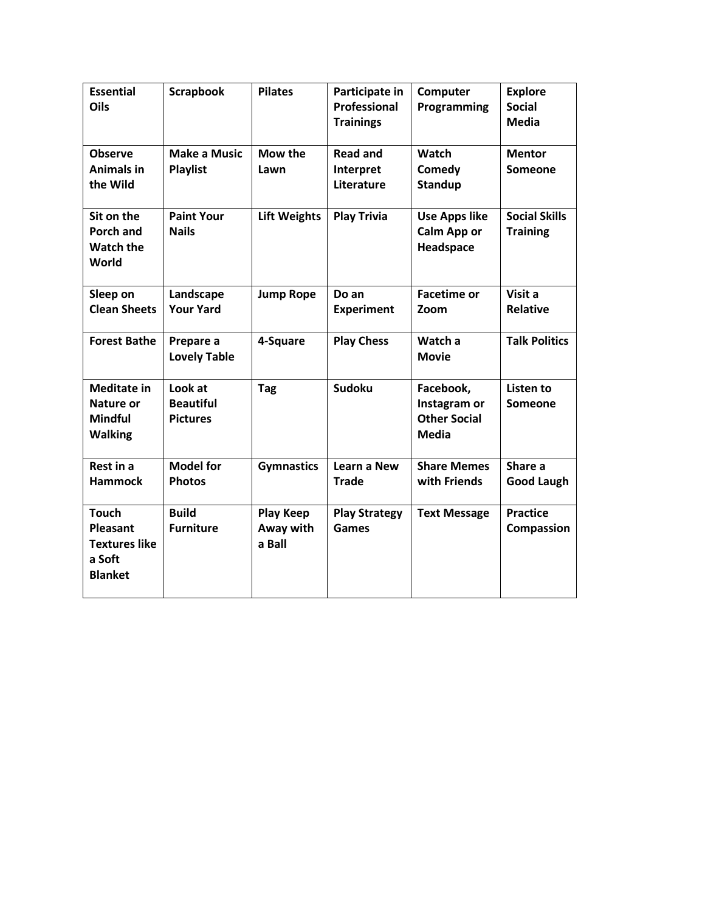| | | | | | |
|---|---|---|---|---|---|
| **Essential Oils** | **Scrapbook** | **Pilates** | **Participate in Professional Trainings** | **Computer Programming** | **Explore Social Media** |
| **Observe Animals in the Wild** | **Make a Music Playlist** | **Mow the Lawn** | **Read and Interpret Literature** | **Watch Comedy Standup** | **Mentor Someone** |
| **Sit on the Porch and Watch the World** | **Paint Your Nails** | **Lift Weights** | **Play Trivia** | **Use Apps like Calm App or Headspace** | **Social Skills Training** |
| **Sleep on Clean Sheets** | **Landscape Your Yard** | **Jump Rope** | **Do an Experiment** | **Facetime or Zoom** | **Visit a Relative** |
| **Forest Bathe** | **Prepare a Lovely Table** | **4-Square** | **Play Chess** | **Watch a Movie** | **Talk Politics** |
| **Meditate in Nature or Mindful Walking** | **Look at Beautiful Pictures** | **Tag** | **Sudoku** | **Facebook, Instagram or Other Social Media** | **Listen to Someone** |
| **Rest in a Hammock** | **Model for Photos** | **Gymnastics** | **Learn a New Trade** | **Share Memes with Friends** | **Share a Good Laugh** |
| **Touch Pleasant Textures like a Soft Blanket** | **Build Furniture** | **Play Keep Away with a Ball** | **Play Strategy Games** | **Text Message** | **Practice Compassion** |